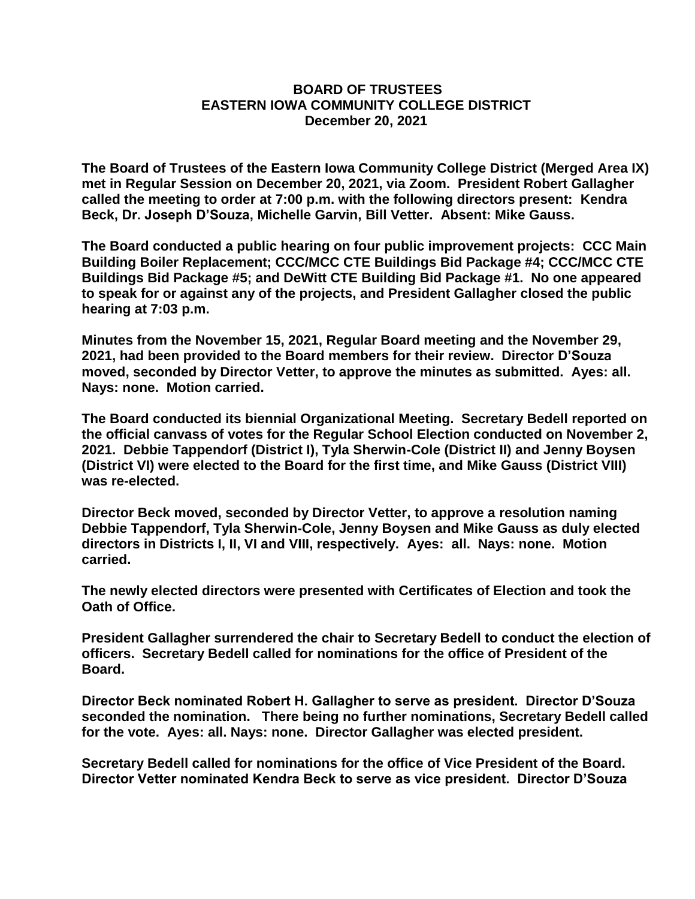**BOARD OF TRUSTEES**
**EASTERN IOWA COMMUNITY COLLEGE DISTRICT**
**December 20, 2021**

**The Board of Trustees of the Eastern Iowa Community College District (Merged Area IX) met in Regular Session on December 20, 2021, via Zoom. President Robert Gallagher called the meeting to order at 7:00 p.m. with the following directors present: Kendra Beck, Dr. Joseph D'Souza, Michelle Garvin, Bill Vetter. Absent: Mike Gauss.**

**The Board conducted a public hearing on four public improvement projects: CCC Main Building Boiler Replacement; CCC/MCC CTE Buildings Bid Package #4; CCC/MCC CTE Buildings Bid Package #5; and DeWitt CTE Building Bid Package #1. No one appeared to speak for or against any of the projects, and President Gallagher closed the public hearing at 7:03 p.m.**

**Minutes from the November 15, 2021, Regular Board meeting and the November 29, 2021, had been provided to the Board members for their review. Director D'Souza moved, seconded by Director Vetter, to approve the minutes as submitted. Ayes: all. Nays: none. Motion carried.**

**The Board conducted its biennial Organizational Meeting. Secretary Bedell reported on the official canvass of votes for the Regular School Election conducted on November 2, 2021. Debbie Tappendorf (District I), Tyla Sherwin-Cole (District II) and Jenny Boysen (District VI) were elected to the Board for the first time, and Mike Gauss (District VIII) was re-elected.**

**Director Beck moved, seconded by Director Vetter, to approve a resolution naming Debbie Tappendorf, Tyla Sherwin-Cole, Jenny Boysen and Mike Gauss as duly elected directors in Districts I, II, VI and VIII, respectively. Ayes: all. Nays: none. Motion carried.**

**The newly elected directors were presented with Certificates of Election and took the Oath of Office.**

**President Gallagher surrendered the chair to Secretary Bedell to conduct the election of officers. Secretary Bedell called for nominations for the office of President of the Board.**

**Director Beck nominated Robert H. Gallagher to serve as president. Director D'Souza seconded the nomination. There being no further nominations, Secretary Bedell called for the vote. Ayes: all. Nays: none. Director Gallagher was elected president.**

**Secretary Bedell called for nominations for the office of Vice President of the Board. Director Vetter nominated Kendra Beck to serve as vice president. Director D'Souza**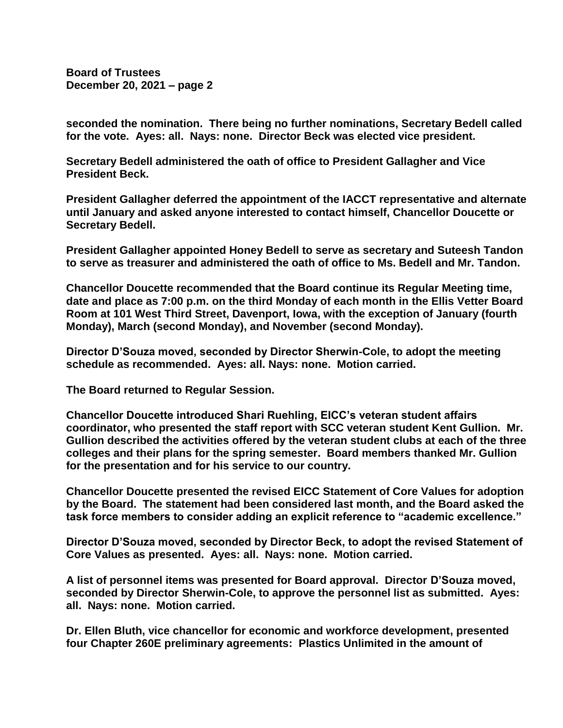seconded the nomination. There being no further nominations, Secretary Bedell called for the vote. Ayes: all. Nays: none. Director Beck was elected vice president.

Secretary Bedell administered the oath of office to President Gallagher and Vice President Beck.

President Gallagher deferred the appointment of the IACCT representative and alternate until January and asked anyone interested to contact himself, Chancellor Doucette or Secretary Bedell.

President Gallagher appointed Honey Bedell to serve as secretary and Suteesh Tandon to serve as treasurer and administered the oath of office to Ms. Bedell and Mr. Tandon.

Chancellor Doucette recommended that the Board continue its Regular Meeting time, date and place as 7:00 p.m. on the third Monday of each month in the Ellis Vetter Board Room at 101 West Third Street, Davenport, Iowa, with the exception of January (fourth Monday), March (second Monday), and November (second Monday).

Director D'Souza moved, seconded by Director Sherwin-Cole, to adopt the meeting schedule as recommended. Ayes: all. Nays: none. Motion carried.

The Board returned to Regular Session.

Chancellor Doucette introduced Shari Ruehling, EICC's veteran student affairs coordinator, who presented the staff report with SCC veteran student Kent Gullion. Mr. Gullion described the activities offered by the veteran student clubs at each of the three colleges and their plans for the spring semester. Board members thanked Mr. Gullion for the presentation and for his service to our country.

Chancellor Doucette presented the revised EICC Statement of Core Values for adoption by the Board. The statement had been considered last month, and the Board asked the task force members to consider adding an explicit reference to "academic excellence."

Director D'Souza moved, seconded by Director Beck, to adopt the revised Statement of Core Values as presented. Ayes: all. Nays: none. Motion carried.

A list of personnel items was presented for Board approval. Director D'Souza moved, seconded by Director Sherwin-Cole, to approve the personnel list as submitted. Ayes: all. Nays: none. Motion carried.

Dr. Ellen Bluth, vice chancellor for economic and workforce development, presented four Chapter 260E preliminary agreements: Plastics Unlimited in the amount of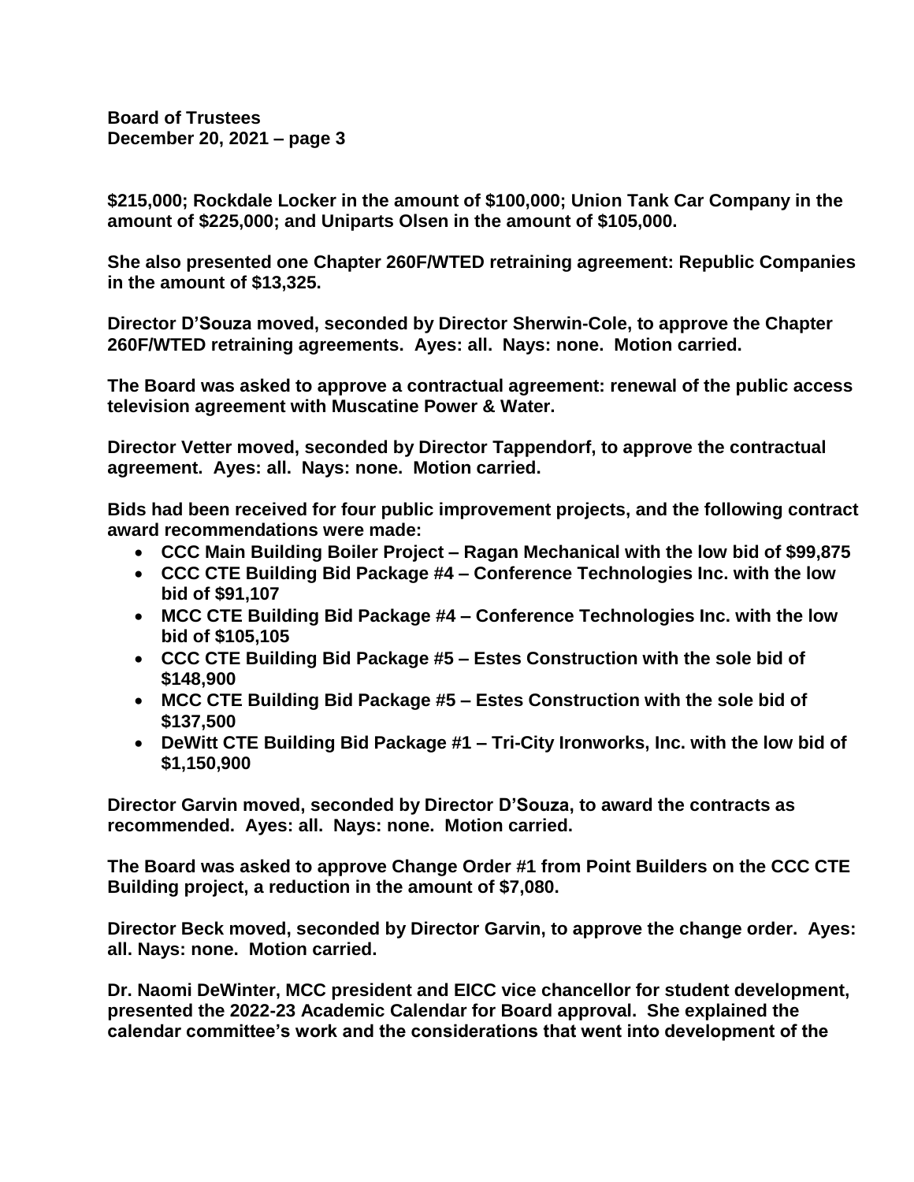**\$215,000; Rockdale Locker in the amount of \$100,000; Union Tank Car Company in the amount of \$225,000; and Uniparts Olsen in the amount of \$105,000.**

**She also presented one Chapter 260F/WTED retraining agreement: Republic Companies in the amount of \$13,325.**

**Director D'Souza moved, seconded by Director Sherwin-Cole, to approve the Chapter 260F/WTED retraining agreements. Ayes: all. Nays: none. Motion carried.**

**The Board was asked to approve a contractual agreement: renewal of the public access television agreement with Muscatine Power & Water.**

**Director Vetter moved, seconded by Director Tappendorf, to approve the contractual agreement. Ayes: all. Nays: none. Motion carried.**

**Bids had been received for four public improvement projects, and the following contract award recommendations were made:**

- **CCC Main Building Boiler Project – Ragan Mechanical with the low bid of \$99,875**
- **CCC CTE Building Bid Package #4 – Conference Technologies Inc. with the low bid of \$91,107**
- **MCC CTE Building Bid Package #4 – Conference Technologies Inc. with the low bid of \$105,105**
- **CCC CTE Building Bid Package #5 – Estes Construction with the sole bid of \$148,900**
- **MCC CTE Building Bid Package #5 – Estes Construction with the sole bid of \$137,500**
- **DeWitt CTE Building Bid Package #1 – Tri-City Ironworks, Inc. with the low bid of \$1,150,900**

**Director Garvin moved, seconded by Director D'Souza, to award the contracts as recommended. Ayes: all. Nays: none. Motion carried.**

**The Board was asked to approve Change Order #1 from Point Builders on the CCC CTE Building project, a reduction in the amount of \$7,080.**

**Director Beck moved, seconded by Director Garvin, to approve the change order. Ayes: all. Nays: none. Motion carried.**

**Dr. Naomi DeWinter, MCC president and EICC vice chancellor for student development, presented the 2022-23 Academic Calendar for Board approval. She explained the calendar committee's work and the considerations that went into development of the**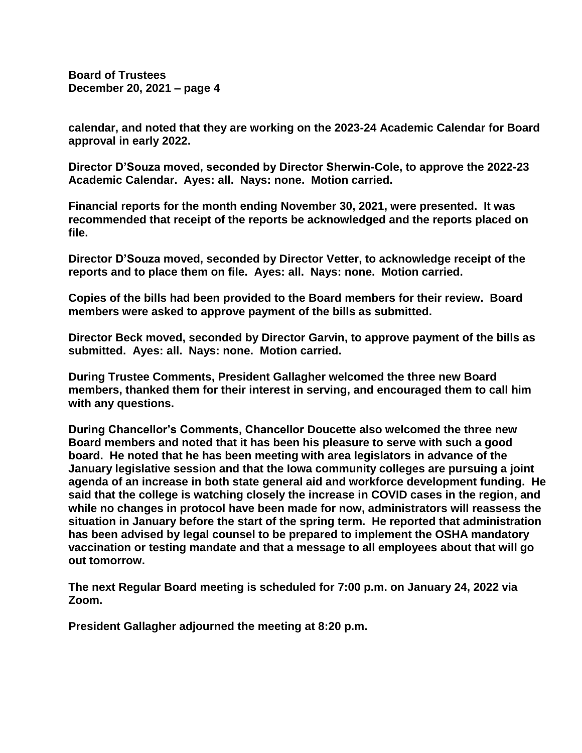calendar, and noted that they are working on the 2023-24 Academic Calendar for Board approval in early 2022.

Director D'Souza moved, seconded by Director Sherwin-Cole, to approve the 2022-23 Academic Calendar. Ayes: all. Nays: none. Motion carried.

Financial reports for the month ending November 30, 2021, were presented. It was recommended that receipt of the reports be acknowledged and the reports placed on file.

Director D'Souza moved, seconded by Director Vetter, to acknowledge receipt of the reports and to place them on file. Ayes: all. Nays: none. Motion carried.

Copies of the bills had been provided to the Board members for their review. Board members were asked to approve payment of the bills as submitted.

Director Beck moved, seconded by Director Garvin, to approve payment of the bills as submitted. Ayes: all. Nays: none. Motion carried.

During Trustee Comments, President Gallagher welcomed the three new Board members, thanked them for their interest in serving, and encouraged them to call him with any questions.

During Chancellor's Comments, Chancellor Doucette also welcomed the three new Board members and noted that it has been his pleasure to serve with such a good board. He noted that he has been meeting with area legislators in advance of the January legislative session and that the Iowa community colleges are pursuing a joint agenda of an increase in both state general aid and workforce development funding. He said that the college is watching closely the increase in COVID cases in the region, and while no changes in protocol have been made for now, administrators will reassess the situation in January before the start of the spring term. He reported that administration has been advised by legal counsel to be prepared to implement the OSHA mandatory vaccination or testing mandate and that a message to all employees about that will go out tomorrow.

The next Regular Board meeting is scheduled for 7:00 p.m. on January 24, 2022 via Zoom.

President Gallagher adjourned the meeting at 8:20 p.m.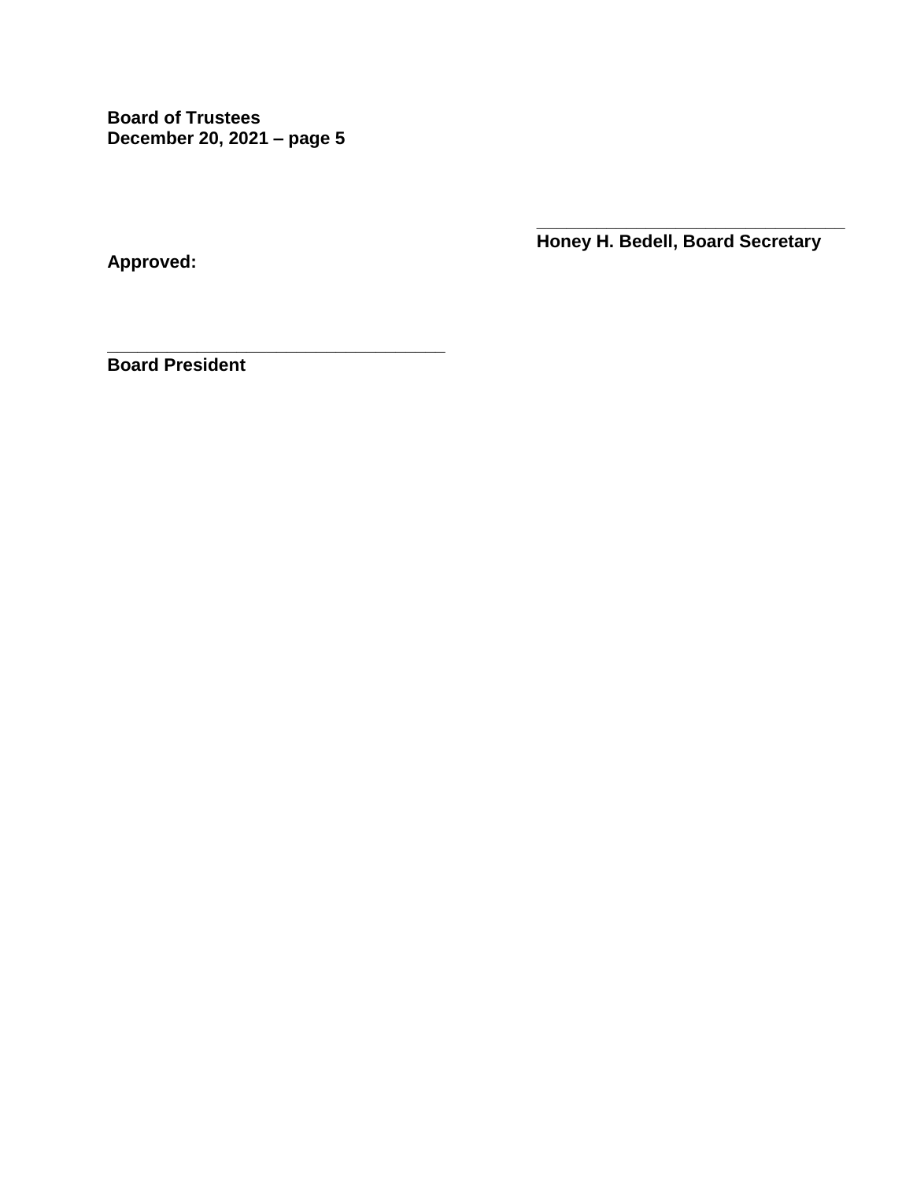\_\_\_\_\_\_\_\_\_\_\_\_\_\_\_\_\_\_\_\_\_\_\_\_\_\_\_\_\_\_\_\_\_\_\_\_

**Honey H. Bedell, Board Secretary**

**Approved:**

\_\_\_\_\_\_\_\_\_\_\_\_\_\_\_\_\_\_\_\_\_\_\_\_\_\_\_\_\_\_\_\_\_\_\_\_

**Board President**